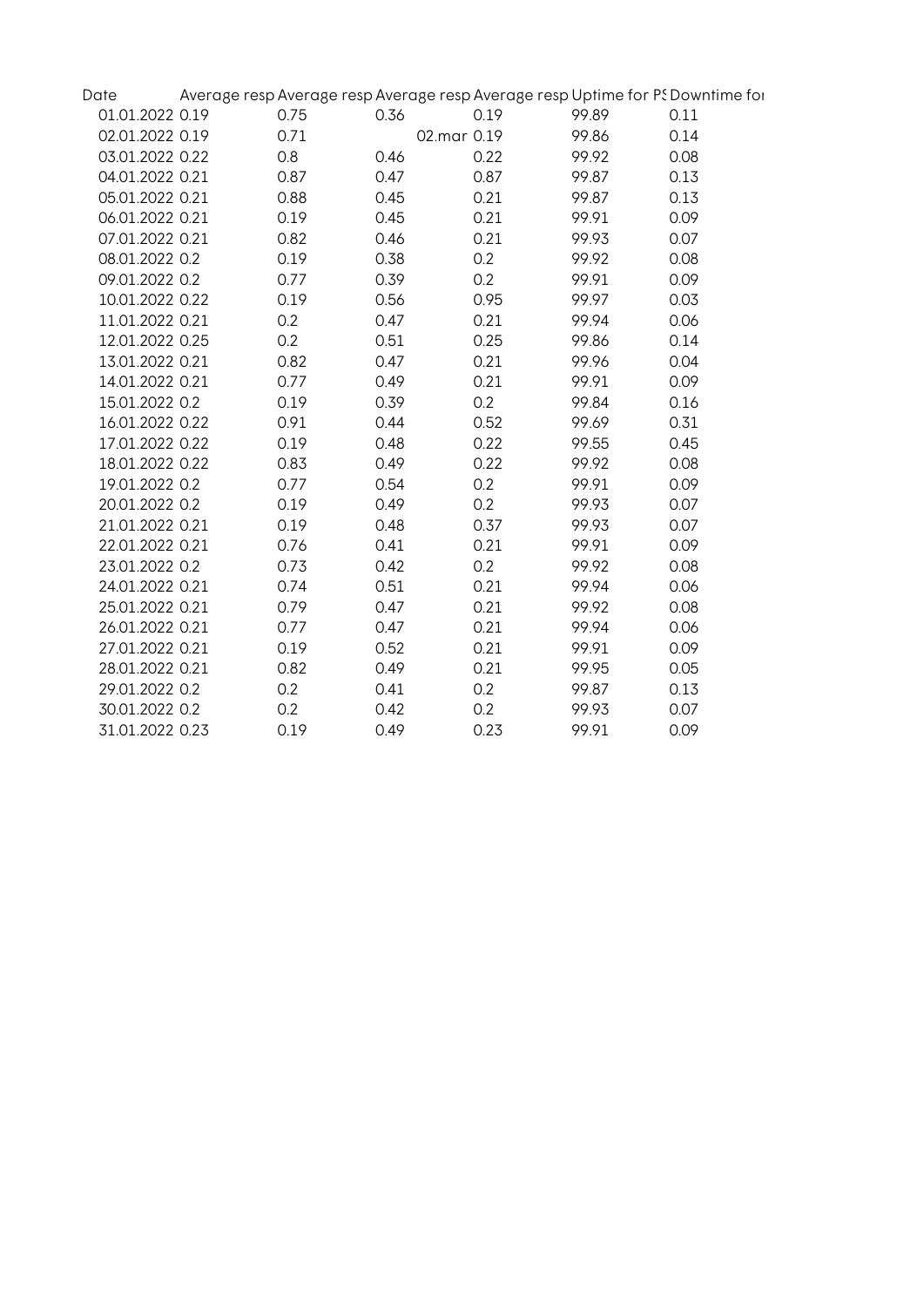| Date | Average resp | Average resp | Average resp | Average resp | Uptime for PS | Downtime for |
|---|---|---|---|---|---|---|
| 01.01.2022 | 0.19 | 0.75 | 0.36 | 0.19 | 99.89 | 0.11 |
| 02.01.2022 | 0.19 | 0.71 | 02.mar | 0.19 | 99.86 | 0.14 |
| 03.01.2022 | 0.22 | 0.8 | 0.46 | 0.22 | 99.92 | 0.08 |
| 04.01.2022 | 0.21 | 0.87 | 0.47 | 0.87 | 99.87 | 0.13 |
| 05.01.2022 | 0.21 | 0.88 | 0.45 | 0.21 | 99.87 | 0.13 |
| 06.01.2022 | 0.21 | 0.19 | 0.45 | 0.21 | 99.91 | 0.09 |
| 07.01.2022 | 0.21 | 0.82 | 0.46 | 0.21 | 99.93 | 0.07 |
| 08.01.2022 | 0.2 | 0.19 | 0.38 | 0.2 | 99.92 | 0.08 |
| 09.01.2022 | 0.2 | 0.77 | 0.39 | 0.2 | 99.91 | 0.09 |
| 10.01.2022 | 0.22 | 0.19 | 0.56 | 0.95 | 99.97 | 0.03 |
| 11.01.2022 | 0.21 | 0.2 | 0.47 | 0.21 | 99.94 | 0.06 |
| 12.01.2022 | 0.25 | 0.2 | 0.51 | 0.25 | 99.86 | 0.14 |
| 13.01.2022 | 0.21 | 0.82 | 0.47 | 0.21 | 99.96 | 0.04 |
| 14.01.2022 | 0.21 | 0.77 | 0.49 | 0.21 | 99.91 | 0.09 |
| 15.01.2022 | 0.2 | 0.19 | 0.39 | 0.2 | 99.84 | 0.16 |
| 16.01.2022 | 0.22 | 0.91 | 0.44 | 0.52 | 99.69 | 0.31 |
| 17.01.2022 | 0.22 | 0.19 | 0.48 | 0.22 | 99.55 | 0.45 |
| 18.01.2022 | 0.22 | 0.83 | 0.49 | 0.22 | 99.92 | 0.08 |
| 19.01.2022 | 0.2 | 0.77 | 0.54 | 0.2 | 99.91 | 0.09 |
| 20.01.2022 | 0.2 | 0.19 | 0.49 | 0.2 | 99.93 | 0.07 |
| 21.01.2022 | 0.21 | 0.19 | 0.48 | 0.37 | 99.93 | 0.07 |
| 22.01.2022 | 0.21 | 0.76 | 0.41 | 0.21 | 99.91 | 0.09 |
| 23.01.2022 | 0.2 | 0.73 | 0.42 | 0.2 | 99.92 | 0.08 |
| 24.01.2022 | 0.21 | 0.74 | 0.51 | 0.21 | 99.94 | 0.06 |
| 25.01.2022 | 0.21 | 0.79 | 0.47 | 0.21 | 99.92 | 0.08 |
| 26.01.2022 | 0.21 | 0.77 | 0.47 | 0.21 | 99.94 | 0.06 |
| 27.01.2022 | 0.21 | 0.19 | 0.52 | 0.21 | 99.91 | 0.09 |
| 28.01.2022 | 0.21 | 0.82 | 0.49 | 0.21 | 99.95 | 0.05 |
| 29.01.2022 | 0.2 | 0.2 | 0.41 | 0.2 | 99.87 | 0.13 |
| 30.01.2022 | 0.2 | 0.2 | 0.42 | 0.2 | 99.93 | 0.07 |
| 31.01.2022 | 0.23 | 0.19 | 0.49 | 0.23 | 99.91 | 0.09 |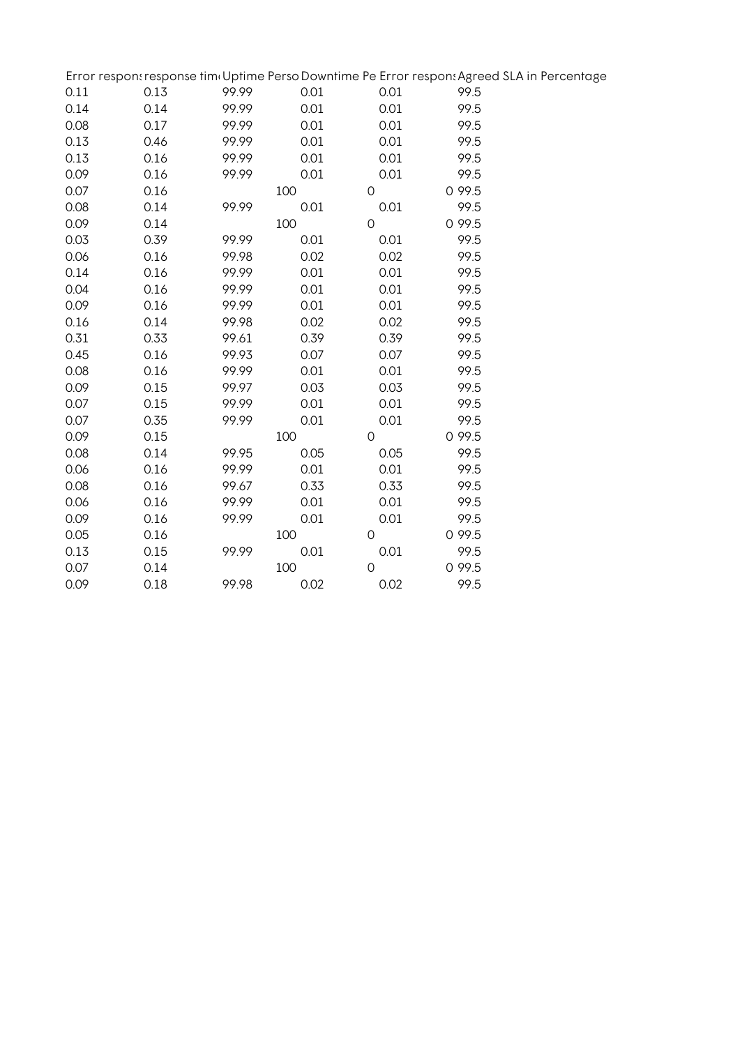| Error respons | response tim | Uptime Perso | Downtime Pe | Error respons | Agreed SLA in Percentage |
|---|---|---|---|---|---|
| 0.11 | 0.13 | 99.99 | 0.01 | 0.01 | 99.5 |
| 0.14 | 0.14 | 99.99 | 0.01 | 0.01 | 99.5 |
| 0.08 | 0.17 | 99.99 | 0.01 | 0.01 | 99.5 |
| 0.13 | 0.46 | 99.99 | 0.01 | 0.01 | 99.5 |
| 0.13 | 0.16 | 99.99 | 0.01 | 0.01 | 99.5 |
| 0.09 | 0.16 | 99.99 | 0.01 | 0.01 | 99.5 |
| 0.07 | 0.16 | | 100 | 0 | 0 99.5 |
| 0.08 | 0.14 | 99.99 | 0.01 | 0.01 | 99.5 |
| 0.09 | 0.14 | | 100 | 0 | 0 99.5 |
| 0.03 | 0.39 | 99.99 | 0.01 | 0.01 | 99.5 |
| 0.06 | 0.16 | 99.98 | 0.02 | 0.02 | 99.5 |
| 0.14 | 0.16 | 99.99 | 0.01 | 0.01 | 99.5 |
| 0.04 | 0.16 | 99.99 | 0.01 | 0.01 | 99.5 |
| 0.09 | 0.16 | 99.99 | 0.01 | 0.01 | 99.5 |
| 0.16 | 0.14 | 99.98 | 0.02 | 0.02 | 99.5 |
| 0.31 | 0.33 | 99.61 | 0.39 | 0.39 | 99.5 |
| 0.45 | 0.16 | 99.93 | 0.07 | 0.07 | 99.5 |
| 0.08 | 0.16 | 99.99 | 0.01 | 0.01 | 99.5 |
| 0.09 | 0.15 | 99.97 | 0.03 | 0.03 | 99.5 |
| 0.07 | 0.15 | 99.99 | 0.01 | 0.01 | 99.5 |
| 0.07 | 0.35 | 99.99 | 0.01 | 0.01 | 99.5 |
| 0.09 | 0.15 | | 100 | 0 | 0 99.5 |
| 0.08 | 0.14 | 99.95 | 0.05 | 0.05 | 99.5 |
| 0.06 | 0.16 | 99.99 | 0.01 | 0.01 | 99.5 |
| 0.08 | 0.16 | 99.67 | 0.33 | 0.33 | 99.5 |
| 0.06 | 0.16 | 99.99 | 0.01 | 0.01 | 99.5 |
| 0.09 | 0.16 | 99.99 | 0.01 | 0.01 | 99.5 |
| 0.05 | 0.16 | | 100 | 0 | 0 99.5 |
| 0.13 | 0.15 | 99.99 | 0.01 | 0.01 | 99.5 |
| 0.07 | 0.14 | | 100 | 0 | 0 99.5 |
| 0.09 | 0.18 | 99.98 | 0.02 | 0.02 | 99.5 |